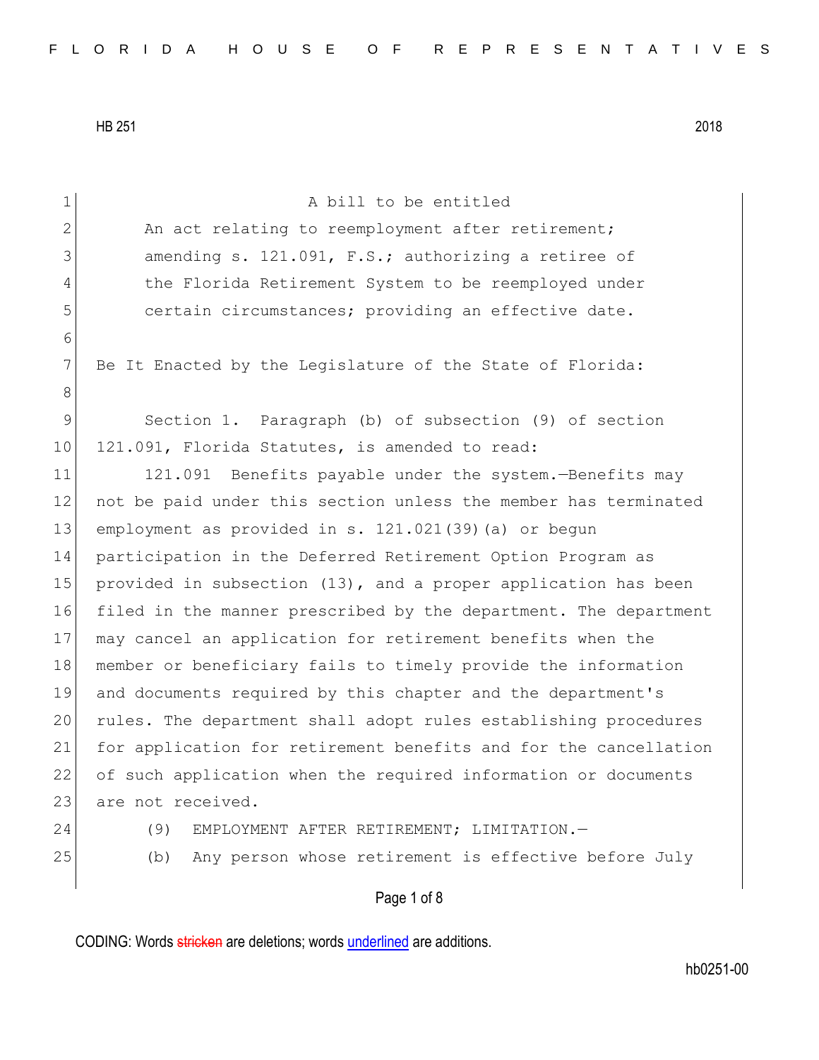HB 251 2018

A bill to be entitled

An act relating to reemployment after retirement; amending s. 121.091, F.S.; authorizing a retiree of the Florida Retirement System to be reemployed under certain circumstances; providing an effective date.

Be It Enacted by the Legislature of the State of Florida:

Section 1. Paragraph (b) of subsection (9) of section 121.091, Florida Statutes, is amended to read:

121.091 Benefits payable under the system.—Benefits may not be paid under this section unless the member has terminated employment as provided in s. 121.021(39)(a) or begun participation in the Deferred Retirement Option Program as provided in subsection (13), and a proper application has been filed in the manner prescribed by the department. The department may cancel an application for retirement benefits when the member or beneficiary fails to timely provide the information and documents required by this chapter and the department's rules. The department shall adopt rules establishing procedures for application for retirement benefits and for the cancellation of such application when the required information or documents are not received.

(9) EMPLOYMENT AFTER RETIREMENT; LIMITATION.—

(b) Any person whose retirement is effective before July

CODING: Words stricken are deletions; words underlined are additions.

hb0251-00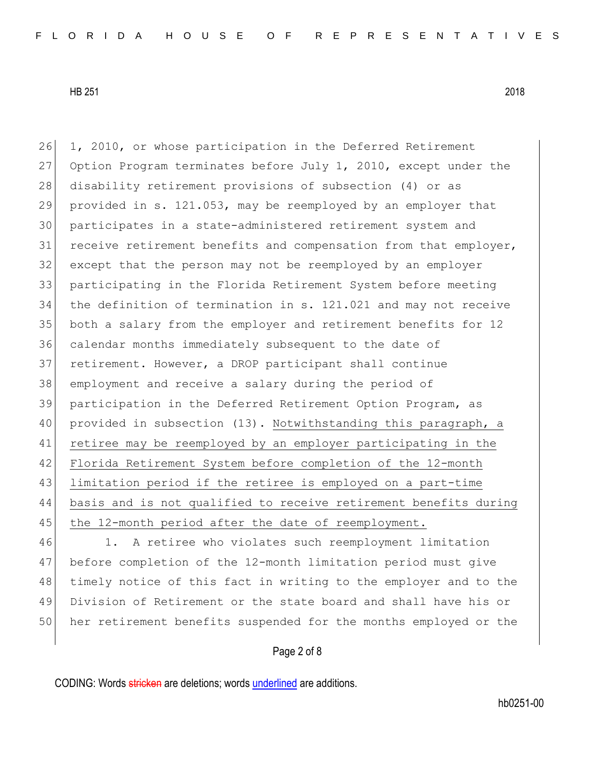1, 2010, or whose participation in the Deferred Retirement Option Program terminates before July 1, 2010, except under the disability retirement provisions of subsection (4) or as provided in s. 121.053, may be reemployed by an employer that participates in a state-administered retirement system and receive retirement benefits and compensation from that employer, except that the person may not be reemployed by an employer participating in the Florida Retirement System before meeting the definition of termination in s. 121.021 and may not receive both a salary from the employer and retirement benefits for 12 calendar months immediately subsequent to the date of retirement. However, a DROP participant shall continue employment and receive a salary during the period of participation in the Deferred Retirement Option Program, as provided in subsection (13). <u>Notwithstanding this paragraph, a retiree may be reemployed by an employer participating in the Florida Retirement System before completion of the 12-month limitation period if the retiree is employed on a part-time basis and is not qualified to receive retirement benefits during the 12-month period after the date of reemployment.</u>

1. A retiree who violates such reemployment limitation before completion of the 12-month limitation period must give timely notice of this fact in writing to the employer and to the Division of Retirement or the state board and shall have his or her retirement benefits suspended for the months employed or the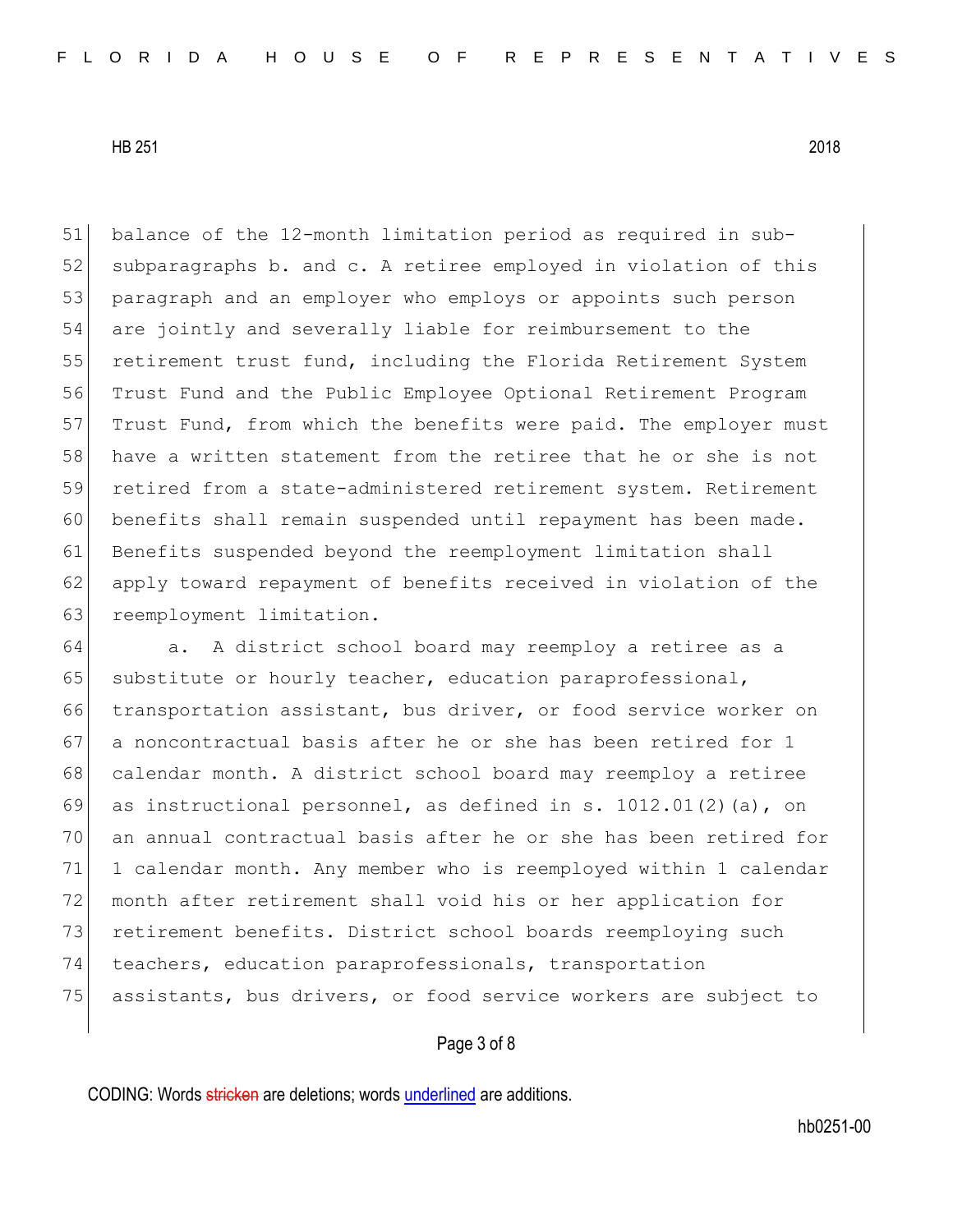balance of the 12-month limitation period as required in sub-subparagraphs b. and c. A retiree employed in violation of this paragraph and an employer who employs or appoints such person are jointly and severally liable for reimbursement to the retirement trust fund, including the Florida Retirement System Trust Fund and the Public Employee Optional Retirement Program Trust Fund, from which the benefits were paid. The employer must have a written statement from the retiree that he or she is not retired from a state-administered retirement system. Retirement benefits shall remain suspended until repayment has been made. Benefits suspended beyond the reemployment limitation shall apply toward repayment of benefits received in violation of the reemployment limitation.

a. A district school board may reemploy a retiree as a substitute or hourly teacher, education paraprofessional, transportation assistant, bus driver, or food service worker on a noncontractual basis after he or she has been retired for 1 calendar month. A district school board may reemploy a retiree as instructional personnel, as defined in s. 1012.01(2)(a), on an annual contractual basis after he or she has been retired for 1 calendar month. Any member who is reemployed within 1 calendar month after retirement shall void his or her application for retirement benefits. District school boards reemploying such teachers, education paraprofessionals, transportation assistants, bus drivers, or food service workers are subject to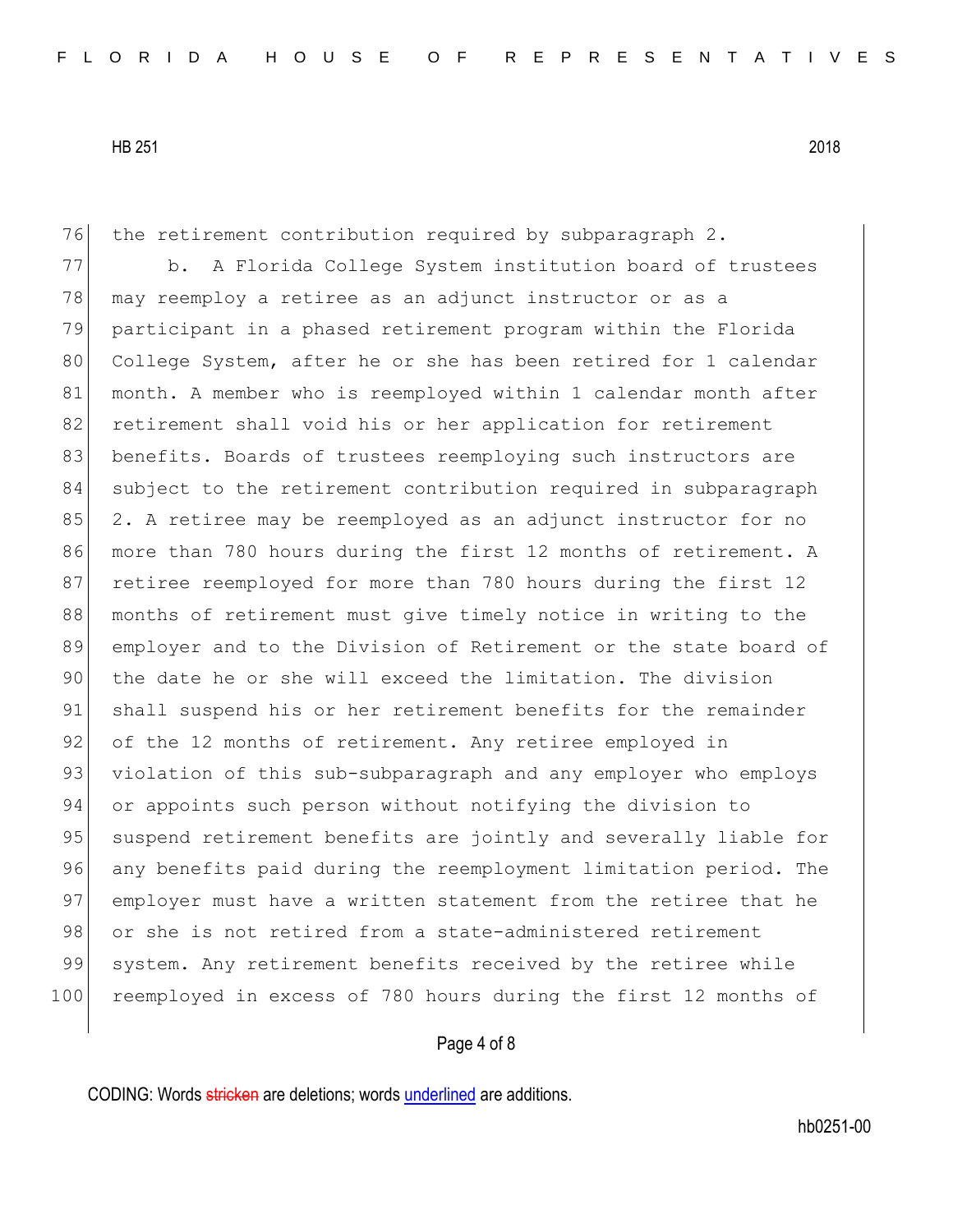the retirement contribution required by subparagraph 2.

b. A Florida College System institution board of trustees may reemploy a retiree as an adjunct instructor or as a participant in a phased retirement program within the Florida College System, after he or she has been retired for 1 calendar month. A member who is reemployed within 1 calendar month after retirement shall void his or her application for retirement benefits. Boards of trustees reemploying such instructors are subject to the retirement contribution required in subparagraph 2. A retiree may be reemployed as an adjunct instructor for no more than 780 hours during the first 12 months of retirement. A retiree reemployed for more than 780 hours during the first 12 months of retirement must give timely notice in writing to the employer and to the Division of Retirement or the state board of the date he or she will exceed the limitation. The division shall suspend his or her retirement benefits for the remainder of the 12 months of retirement. Any retiree employed in violation of this sub-subparagraph and any employer who employs or appoints such person without notifying the division to suspend retirement benefits are jointly and severally liable for any benefits paid during the reemployment limitation period. The employer must have a written statement from the retiree that he or she is not retired from a state-administered retirement system. Any retirement benefits received by the retiree while reemployed in excess of 780 hours during the first 12 months of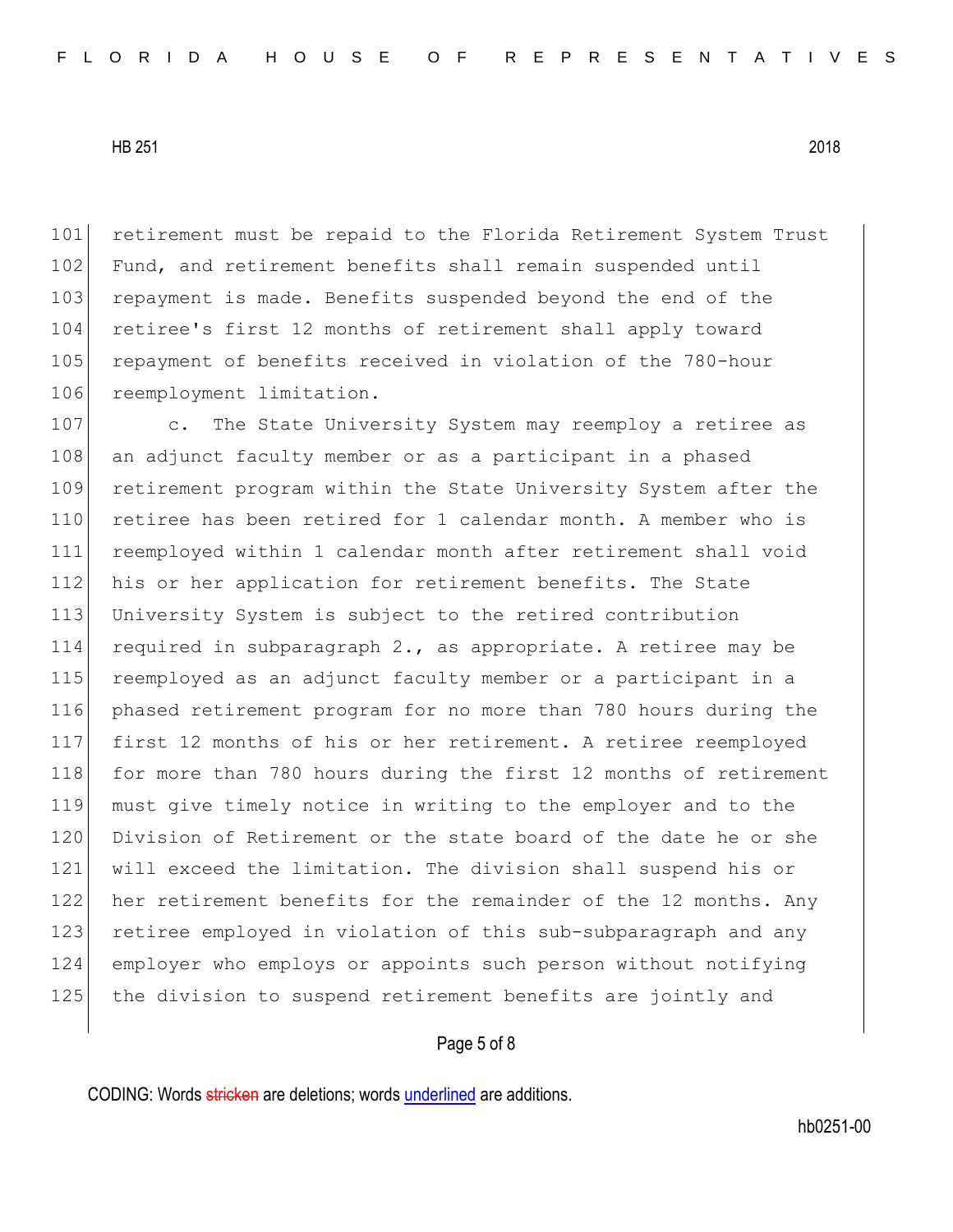retirement must be repaid to the Florida Retirement System Trust Fund, and retirement benefits shall remain suspended until repayment is made. Benefits suspended beyond the end of the retiree's first 12 months of retirement shall apply toward repayment of benefits received in violation of the 780-hour reemployment limitation.

c. The State University System may reemploy a retiree as an adjunct faculty member or as a participant in a phased retirement program within the State University System after the retiree has been retired for 1 calendar month. A member who is reemployed within 1 calendar month after retirement shall void his or her application for retirement benefits. The State University System is subject to the retired contribution required in subparagraph 2., as appropriate. A retiree may be reemployed as an adjunct faculty member or a participant in a phased retirement program for no more than 780 hours during the first 12 months of his or her retirement. A retiree reemployed for more than 780 hours during the first 12 months of retirement must give timely notice in writing to the employer and to the Division of Retirement or the state board of the date he or she will exceed the limitation. The division shall suspend his or her retirement benefits for the remainder of the 12 months. Any retiree employed in violation of this sub-subparagraph and any employer who employs or appoints such person without notifying the division to suspend retirement benefits are jointly and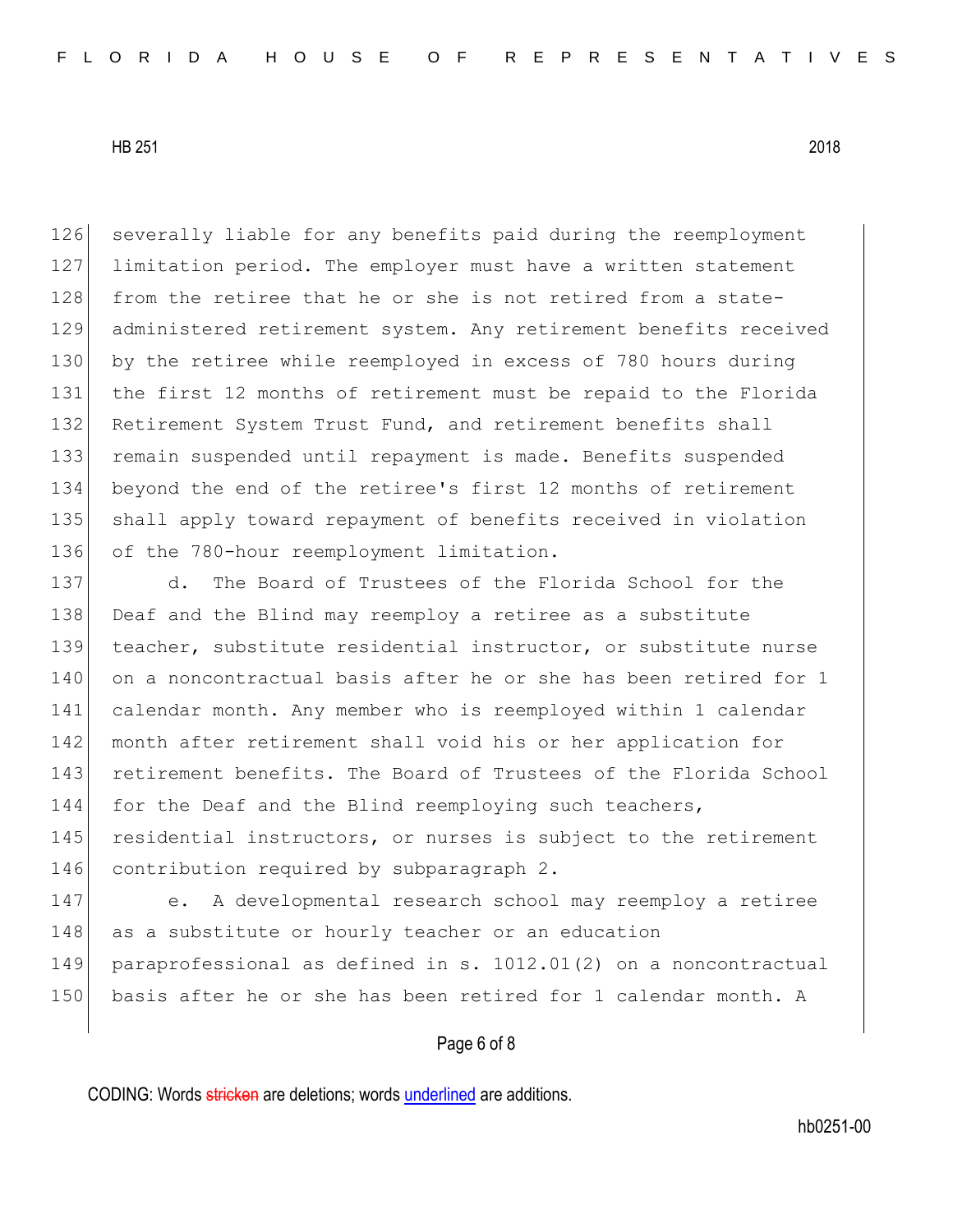severally liable for any benefits paid during the reemployment limitation period. The employer must have a written statement from the retiree that he or she is not retired from a state-administered retirement system. Any retirement benefits received by the retiree while reemployed in excess of 780 hours during the first 12 months of retirement must be repaid to the Florida Retirement System Trust Fund, and retirement benefits shall remain suspended until repayment is made. Benefits suspended beyond the end of the retiree's first 12 months of retirement shall apply toward repayment of benefits received in violation of the 780-hour reemployment limitation.

d. The Board of Trustees of the Florida School for the Deaf and the Blind may reemploy a retiree as a substitute teacher, substitute residential instructor, or substitute nurse on a noncontractual basis after he or she has been retired for 1 calendar month. Any member who is reemployed within 1 calendar month after retirement shall void his or her application for retirement benefits. The Board of Trustees of the Florida School for the Deaf and the Blind reemploying such teachers, residential instructors, or nurses is subject to the retirement contribution required by subparagraph 2.

e. A developmental research school may reemploy a retiree as a substitute or hourly teacher or an education paraprofessional as defined in s. 1012.01(2) on a noncontractual basis after he or she has been retired for 1 calendar month. A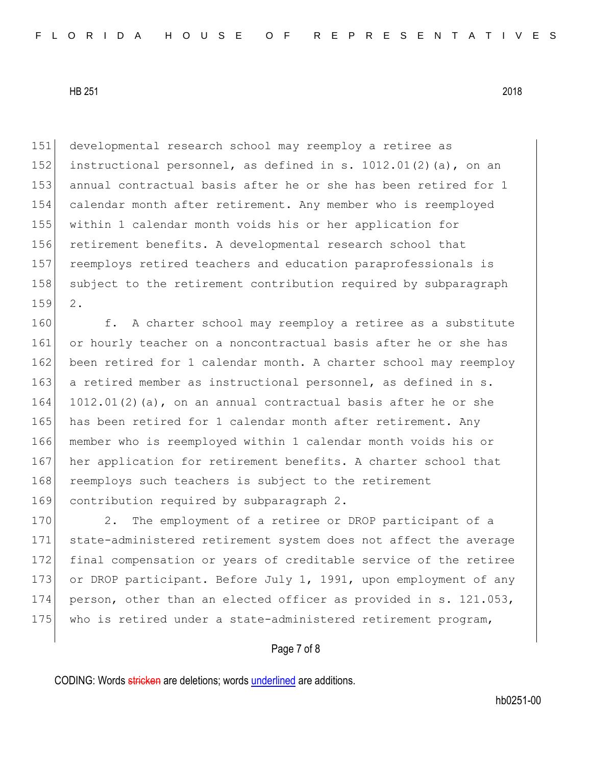developmental research school may reemploy a retiree as instructional personnel, as defined in s. 1012.01(2)(a), on an annual contractual basis after he or she has been retired for 1 calendar month after retirement. Any member who is reemployed within 1 calendar month voids his or her application for retirement benefits. A developmental research school that reemploys retired teachers and education paraprofessionals is subject to the retirement contribution required by subparagraph 2.

f. A charter school may reemploy a retiree as a substitute or hourly teacher on a noncontractual basis after he or she has been retired for 1 calendar month. A charter school may reemploy a retired member as instructional personnel, as defined in s. 1012.01(2)(a), on an annual contractual basis after he or she has been retired for 1 calendar month after retirement. Any member who is reemployed within 1 calendar month voids his or her application for retirement benefits. A charter school that reemploys such teachers is subject to the retirement contribution required by subparagraph 2.

2. The employment of a retiree or DROP participant of a state-administered retirement system does not affect the average final compensation or years of creditable service of the retiree or DROP participant. Before July 1, 1991, upon employment of any person, other than an elected officer as provided in s. 121.053, who is retired under a state-administered retirement program,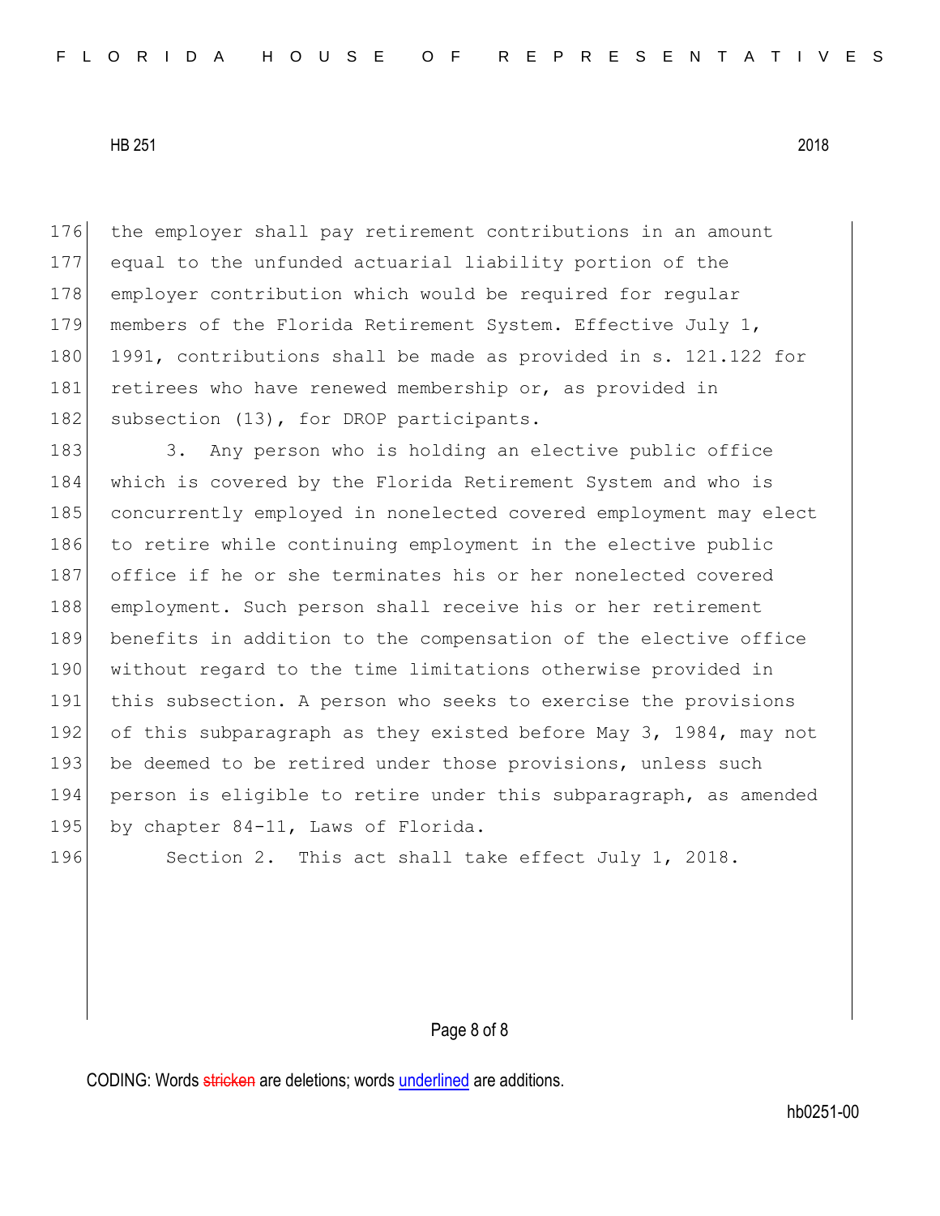the employer shall pay retirement contributions in an amount equal to the unfunded actuarial liability portion of the employer contribution which would be required for regular members of the Florida Retirement System. Effective July 1, 1991, contributions shall be made as provided in s. 121.122 for retirees who have renewed membership or, as provided in subsection (13), for DROP participants.

3. Any person who is holding an elective public office which is covered by the Florida Retirement System and who is concurrently employed in nonelected covered employment may elect to retire while continuing employment in the elective public office if he or she terminates his or her nonelected covered employment. Such person shall receive his or her retirement benefits in addition to the compensation of the elective office without regard to the time limitations otherwise provided in this subsection. A person who seeks to exercise the provisions of this subparagraph as they existed before May 3, 1984, may not be deemed to be retired under those provisions, unless such person is eligible to retire under this subparagraph, as amended by chapter 84-11, Laws of Florida.

Section 2. This act shall take effect July 1, 2018.